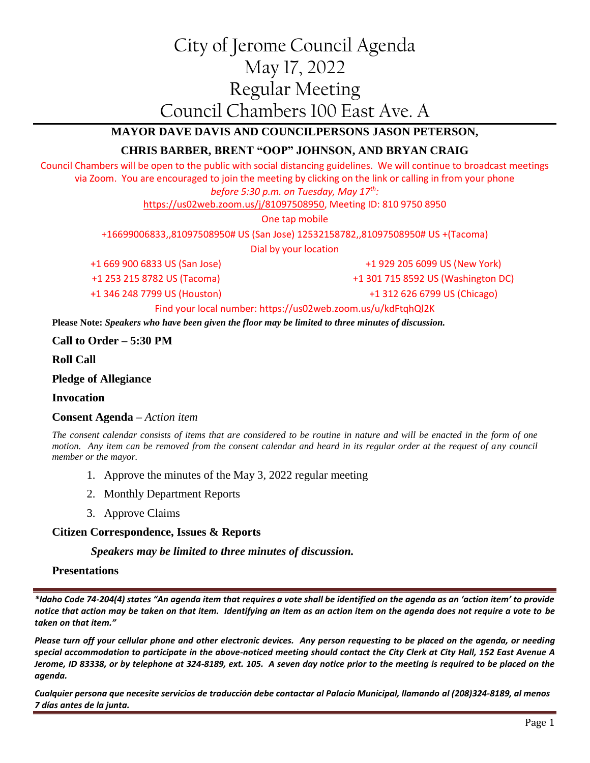# City of Jerome Council Agenda
# May 17, 2022
# Regular Meeting
# Council Chambers 100 East Ave. A

**MAYOR DAVE DAVIS AND COUNCILPERSONS JASON PETERSON,**

**CHRIS BARBER, BRENT "OOP" JOHNSON, AND BRYAN CRAIG**

Council Chambers will be open to the public with social distancing guidelines. We will continue to broadcast meetings via Zoom. You are encouraged to join the meeting by clicking on the link or calling in from your phone *before 5:30 p.m. on Tuesday, May 17th:*

https://us02web.zoom.us/j/81097508950, Meeting ID: 810 9750 8950

One tap mobile

+16699006833,,81097508950# US (San Jose) 12532158782,,81097508950# US +(Tacoma)

Dial by your location

+1 669 900 6833 US (San Jose)
+1 929 205 6099 US (New York)
+1 253 215 8782 US (Tacoma)
+1 301 715 8592 US (Washington DC)
+1 346 248 7799 US (Houston)
+1 312 626 6799 US (Chicago)

Find your local number: https://us02web.zoom.us/u/kdFtqhQl2K

**Please Note:** ***Speakers who have been given the floor may be limited to three minutes of discussion.***

**Call to Order – 5:30 PM**

**Roll Call**

**Pledge of Allegiance**

**Invocation**

**Consent Agenda –** *Action item*

*The consent calendar consists of items that are considered to be routine in nature and will be enacted in the form of one motion. Any item can be removed from the consent calendar and heard in its regular order at the request of any council member or the mayor.*

1. Approve the minutes of the May 3, 2022 regular meeting
2. Monthly Department Reports
3. Approve Claims

**Citizen Correspondence, Issues & Reports**

***Speakers may be limited to three minutes of discussion.***

**Presentations**

---

***Idaho Code 74-204(4) states "An agenda item that requires a vote shall be identified on the agenda as an 'action item' to provide notice that action may be taken on that item. Identifying an item as an action item on the agenda does not require a vote to be taken on that item."***

***Please turn off your cellular phone and other electronic devices. Any person requesting to be placed on the agenda, or needing special accommodation to participate in the above-noticed meeting should contact the City Clerk at City Hall, 152 East Avenue A Jerome, ID 83338, or by telephone at 324-8189, ext. 105. A seven day notice prior to the meeting is required to be placed on the agenda.***

***Cualquier persona que necesite servicios de traducción debe contactar al Palacio Municipal, llamando al (208)324-8189, al menos 7 días antes de la junta.***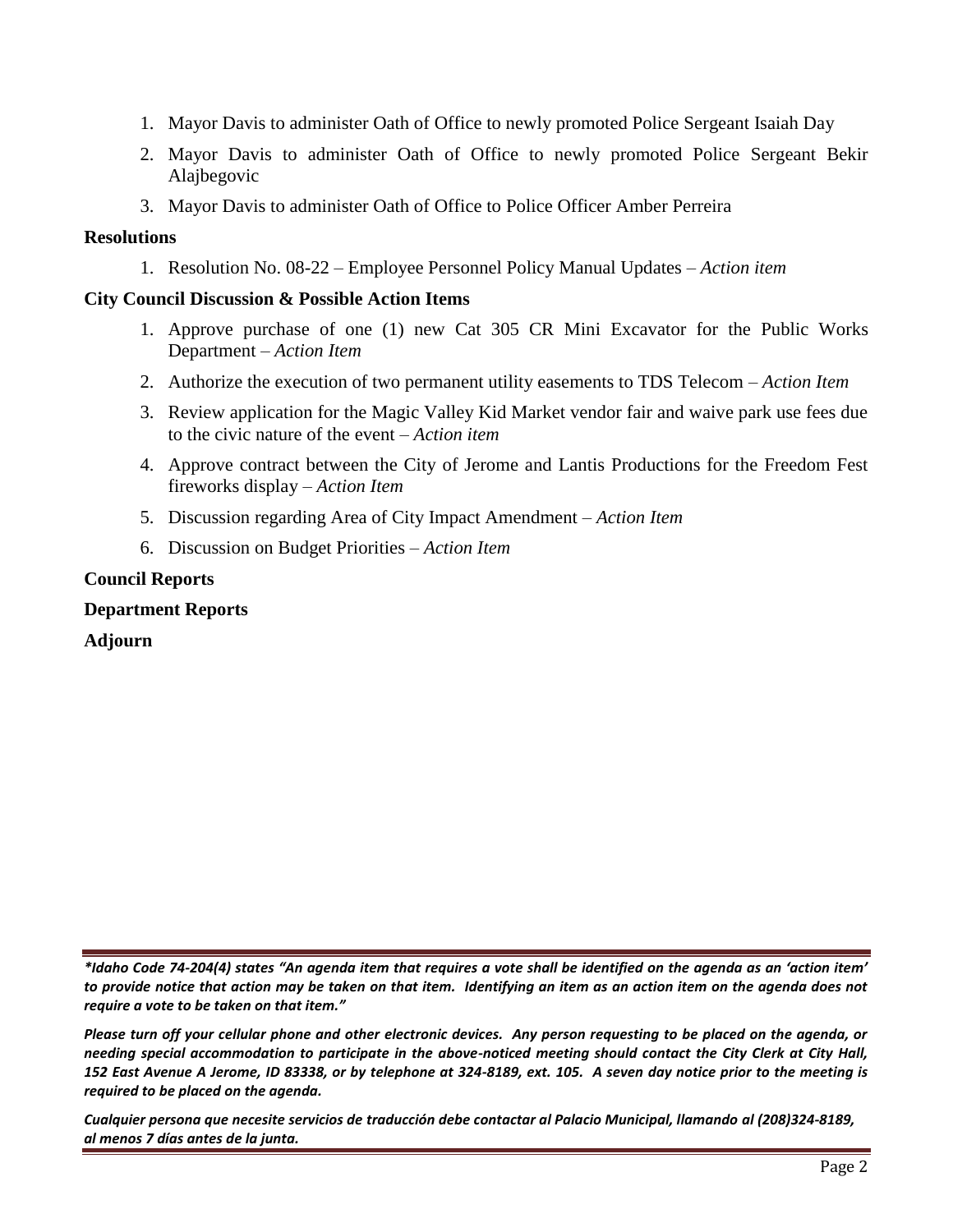1. Mayor Davis to administer Oath of Office to newly promoted Police Sergeant Isaiah Day
2. Mayor Davis to administer Oath of Office to newly promoted Police Sergeant Bekir Alajbegovic
3. Mayor Davis to administer Oath of Office to Police Officer Amber Perreira

**Resolutions**

1. Resolution No. 08-22 – Employee Personnel Policy Manual Updates – *Action item*

**City Council Discussion & Possible Action Items**

1. Approve purchase of one (1) new Cat 305 CR Mini Excavator for the Public Works Department – *Action Item*
2. Authorize the execution of two permanent utility easements to TDS Telecom – *Action Item*
3. Review application for the Magic Valley Kid Market vendor fair and waive park use fees due to the civic nature of the event – *Action item*
4. Approve contract between the City of Jerome and Lantis Productions for the Freedom Fest fireworks display – *Action Item*
5. Discussion regarding Area of City Impact Amendment – *Action Item*
6. Discussion on Budget Priorities – *Action Item*

**Council Reports**

**Department Reports**

**Adjourn**

---

***Idaho Code 74-204(4) states "An agenda item that requires a vote shall be identified on the agenda as an 'action item' to provide notice that action may be taken on that item. Identifying an item as an action item on the agenda does not require a vote to be taken on that item."***

***Please turn off your cellular phone and other electronic devices. Any person requesting to be placed on the agenda, or needing special accommodation to participate in the above-noticed meeting should contact the City Clerk at City Hall, 152 East Avenue A Jerome, ID 83338, or by telephone at 324-8189, ext. 105. A seven day notice prior to the meeting is required to be placed on the agenda.***

***Cualquier persona que necesite servicios de traducción debe contactar al Palacio Municipal, llamando al (208)324-8189, al menos 7 días antes de la junta.***